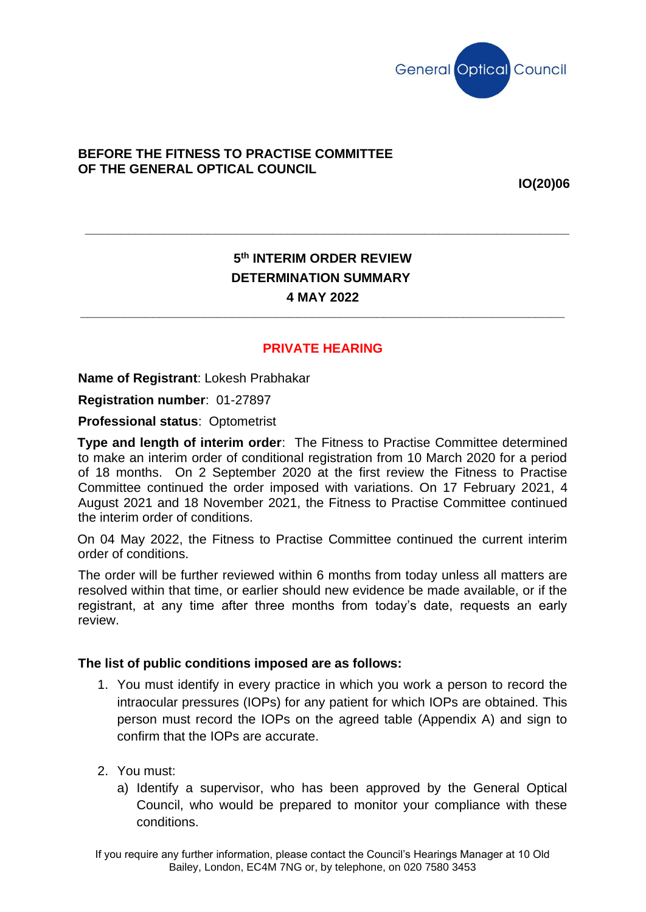General Optical Council

**BEFORE THE FITNESS TO PRACTISE COMMITTEE OF THE GENERAL OPTICAL COUNCIL**

**IO(20)06**

---

## 5th INTERIM ORDER REVIEW DETERMINATION SUMMARY 4 MAY 2022

---

**PRIVATE HEARING**

**Name of Registrant**: Lokesh Prabhakar

**Registration number**: 01-27897

**Professional status**: Optometrist

**Type and length of interim order**: The Fitness to Practise Committee determined to make an interim order of conditional registration from 10 March 2020 for a period of 18 months. On 2 September 2020 at the first review the Fitness to Practise Committee continued the order imposed with variations. On 17 February 2021, 4 August 2021 and 18 November 2021, the Fitness to Practise Committee continued the interim order of conditions.

On 04 May 2022, the Fitness to Practise Committee continued the current interim order of conditions.

The order will be further reviewed within 6 months from today unless all matters are resolved within that time, or earlier should new evidence be made available, or if the registrant, at any time after three months from today's date, requests an early review.

**The list of public conditions imposed are as follows:**

1. You must identify in every practice in which you work a person to record the intraocular pressures (IOPs) for any patient for which IOPs are obtained. This person must record the IOPs on the agreed table (Appendix A) and sign to confirm that the IOPs are accurate.

2. You must:
   a) Identify a supervisor, who has been approved by the General Optical Council, who would be prepared to monitor your compliance with these conditions.

If you require any further information, please contact the Council's Hearings Manager at 10 Old Bailey, London, EC4M 7NG or, by telephone, on 020 7580 3453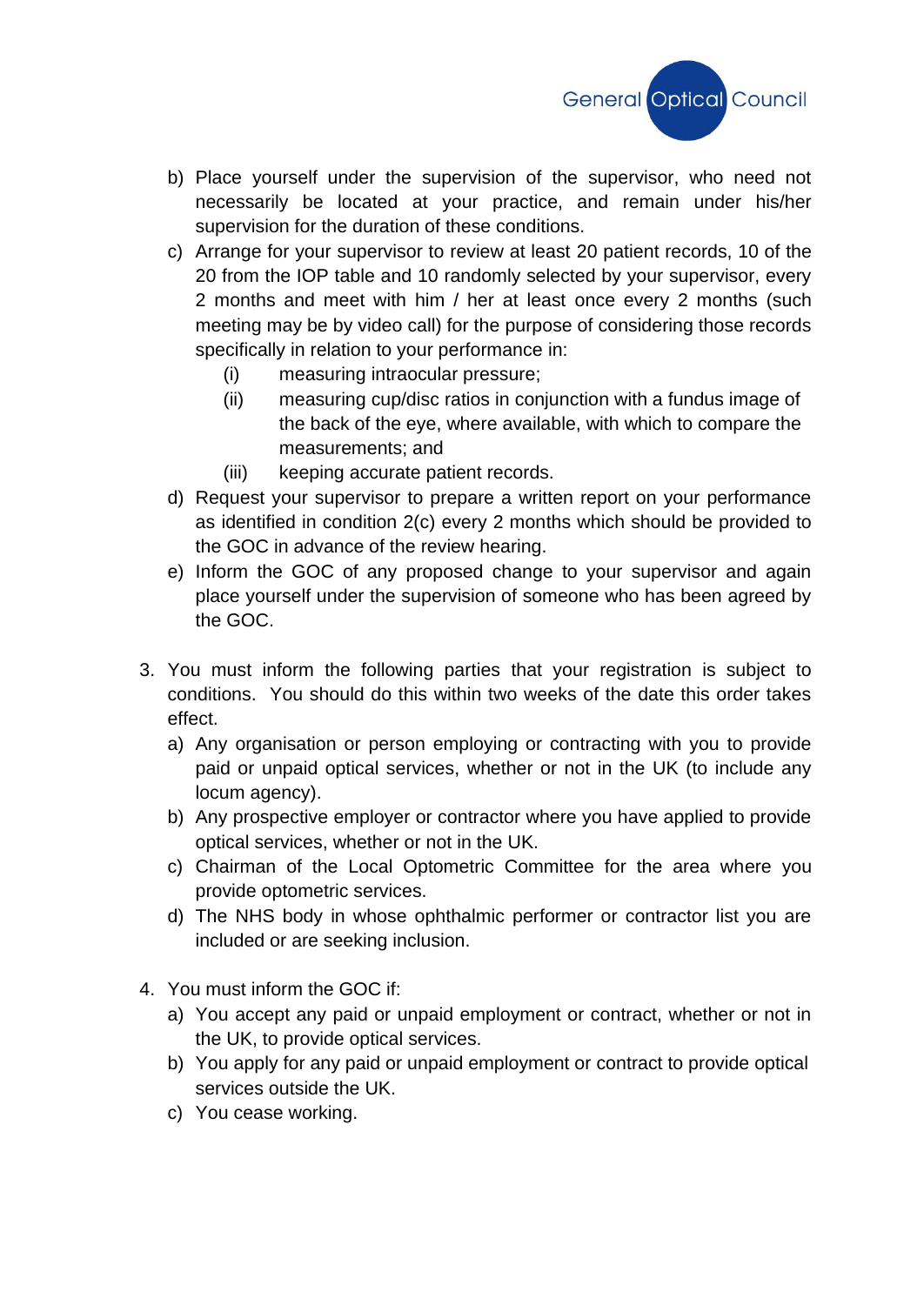b) Place yourself under the supervision of the supervisor, who need not necessarily be located at your practice, and remain under his/her supervision for the duration of these conditions.

c) Arrange for your supervisor to review at least 20 patient records, 10 of the 20 from the IOP table and 10 randomly selected by your supervisor, every 2 months and meet with him / her at least once every 2 months (such meeting may be by video call) for the purpose of considering those records specifically in relation to your performance in:

   (i) measuring intraocular pressure;

   (ii) measuring cup/disc ratios in conjunction with a fundus image of the back of the eye, where available, with which to compare the measurements; and

   (iii) keeping accurate patient records.

d) Request your supervisor to prepare a written report on your performance as identified in condition 2(c) every 2 months which should be provided to the GOC in advance of the review hearing.

e) Inform the GOC of any proposed change to your supervisor and again place yourself under the supervision of someone who has been agreed by the GOC.

3. You must inform the following parties that your registration is subject to conditions. You should do this within two weeks of the date this order takes effect.

   a) Any organisation or person employing or contracting with you to provide paid or unpaid optical services, whether or not in the UK (to include any locum agency).

   b) Any prospective employer or contractor where you have applied to provide optical services, whether or not in the UK.

   c) Chairman of the Local Optometric Committee for the area where you provide optometric services.

   d) The NHS body in whose ophthalmic performer or contractor list you are included or are seeking inclusion.

4. You must inform the GOC if:

   a) You accept any paid or unpaid employment or contract, whether or not in the UK, to provide optical services.

   b) You apply for any paid or unpaid employment or contract to provide optical services outside the UK.

   c) You cease working.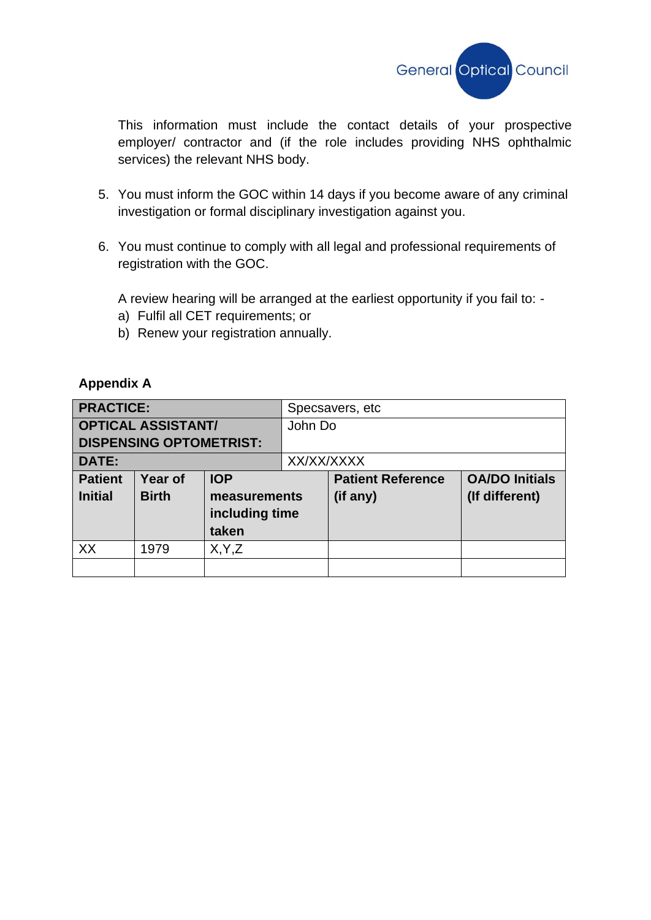This information must include the contact details of your prospective employer/ contractor and (if the role includes providing NHS ophthalmic services) the relevant NHS body.

5. You must inform the GOC within 14 days if you become aware of any criminal investigation or formal disciplinary investigation against you.

6. You must continue to comply with all legal and professional requirements of registration with the GOC.

   A review hearing will be arranged at the earliest opportunity if you fail to: -

   a) Fulfil all CET requirements; or
   b) Renew your registration annually.

**Appendix A**

| | | | | |
|---|---|---|---|---|
| **PRACTICE:** | | | Specsavers, etc | |
| **OPTICAL ASSISTANT/ DISPENSING OPTOMETRIST:** | | | John Do | |
| **DATE:** | | | XX/XX/XXXX | |
| **Patient Initial** | **Year of Birth** | **IOP measurements including time taken** | **Patient Reference (if any)** | **OA/DO Initials (If different)** |
| XX | 1979 | X,Y,Z | | |
| | | | | |